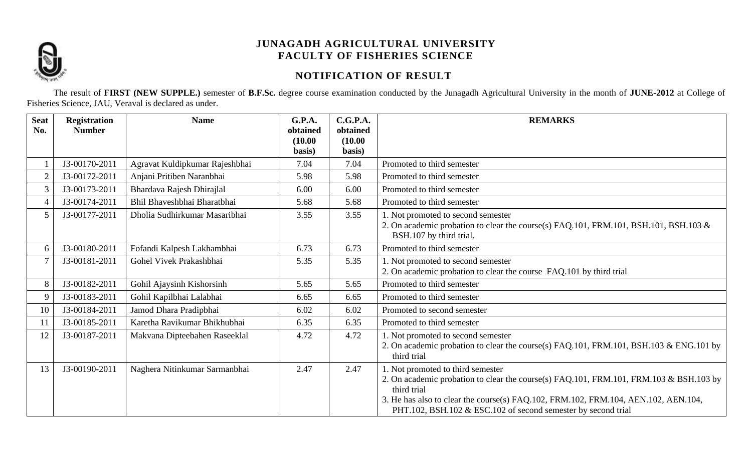# JUNAGADH AGRICULTURAL UNIVERSITY
## FACULTY OF FISHERIES SCIENCE

### NOTIFICATION OF RESULT

The result of **FIRST (NEW SUPPLE.)** semester of **B.F.Sc.** degree course examination conducted by the Junagadh Agricultural University in the month of **JUNE-2012** at College of Fisheries Science, JAU, Veraval is declared as under.

| Seat No. | Registration Number | Name | G.P.A. obtained (10.00 basis) | C.G.P.A. obtained (10.00 basis) | REMARKS |
|---|---|---|---|---|---|
| 1 | J3-00170-2011 | Agravat Kuldipkumar Rajeshbhai | 7.04 | 7.04 | Promoted to third semester |
| 2 | J3-00172-2011 | Anjani Pritiben Naranbhai | 5.98 | 5.98 | Promoted to third semester |
| 3 | J3-00173-2011 | Bhardava Rajesh Dhirajlal | 6.00 | 6.00 | Promoted to third semester |
| 4 | J3-00174-2011 | Bhil Bhaveshbhai Bharatbhai | 5.68 | 5.68 | Promoted to third semester |
| 5 | J3-00177-2011 | Dholia Sudhirkumar Masaribhai | 3.55 | 3.55 | 1. Not promoted to second semester<br>2. On academic probation to clear the course(s) FAQ.101, FRM.101, BSH.101, BSH.103 & BSH.107 by third trial. |
| 6 | J3-00180-2011 | Fofandi Kalpesh Lakhambhai | 6.73 | 6.73 | Promoted to third semester |
| 7 | J3-00181-2011 | Gohel Vivek Prakashbhai | 5.35 | 5.35 | 1. Not promoted to second semester<br>2. On academic probation to clear the course FAQ.101 by third trial |
| 8 | J3-00182-2011 | Gohil Ajaysinh Kishorsinh | 5.65 | 5.65 | Promoted to third semester |
| 9 | J3-00183-2011 | Gohil Kapilbhai Lalabhai | 6.65 | 6.65 | Promoted to third semester |
| 10 | J3-00184-2011 | Jamod Dhara Pradipbhai | 6.02 | 6.02 | Promoted to second semester |
| 11 | J3-00185-2011 | Karetha Ravikumar Bhikhubhai | 6.35 | 6.35 | Promoted to third semester |
| 12 | J3-00187-2011 | Makvana Dipteebahen Raseeklal | 4.72 | 4.72 | 1. Not promoted to second semester<br>2. On academic probation to clear the course(s) FAQ.101, FRM.101, BSH.103 & ENG.101 by third trial |
| 13 | J3-00190-2011 | Naghera Nitinkumar Sarmanbhai | 2.47 | 2.47 | 1. Not promoted to third semester<br>2. On academic probation to clear the course(s) FAQ.101, FRM.101, FRM.103 & BSH.103 by third trial<br>3. He has also to clear the course(s) FAQ.102, FRM.102, FRM.104, AEN.102, AEN.104, PHT.102, BSH.102 & ESC.102 of second semester by second trial |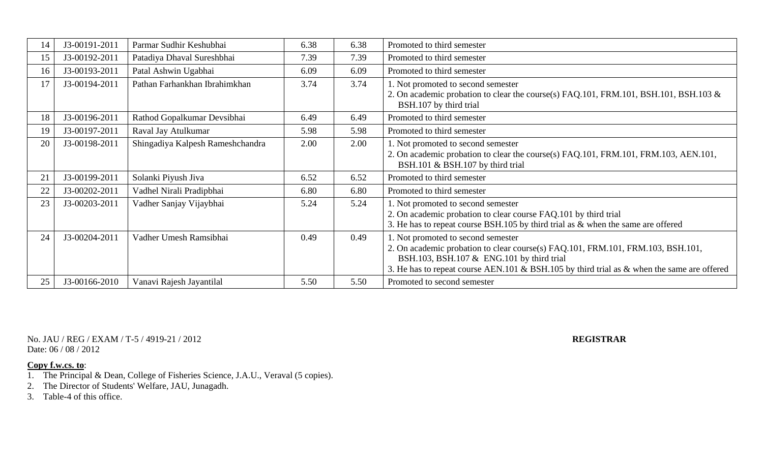| 14 | J3-00191-2011 | Parmar Sudhir Keshubhai | 6.38 | 6.38 | Promoted to third semester |
|---|---|---|---|---|---|
| 15 | J3-00192-2011 | Patadiya Dhaval Sureshbhai | 7.39 | 7.39 | Promoted to third semester |
| 16 | J3-00193-2011 | Patal Ashwin Ugabhai | 6.09 | 6.09 | Promoted to third semester |
| 17 | J3-00194-2011 | Pathan Farhankhan Ibrahimkhan | 3.74 | 3.74 | 1. Not promoted to second semester<br>2. On academic probation to clear the course(s) FAQ.101, FRM.101, BSH.101, BSH.103 & BSH.107 by third trial |
| 18 | J3-00196-2011 | Rathod Gopalkumar Devsibhai | 6.49 | 6.49 | Promoted to third semester |
| 19 | J3-00197-2011 | Raval Jay Atulkumar | 5.98 | 5.98 | Promoted to third semester |
| 20 | J3-00198-2011 | Shingadiya Kalpesh Rameshchandra | 2.00 | 2.00 | 1. Not promoted to second semester<br>2. On academic probation to clear the course(s) FAQ.101, FRM.101, FRM.103, AEN.101, BSH.101 & BSH.107 by third trial |
| 21 | J3-00199-2011 | Solanki Piyush Jiva | 6.52 | 6.52 | Promoted to third semester |
| 22 | J3-00202-2011 | Vadhel Nirali Pradipbhai | 6.80 | 6.80 | Promoted to third semester |
| 23 | J3-00203-2011 | Vadher Sanjay Vijaybhai | 5.24 | 5.24 | 1. Not promoted to second semester<br>2. On academic probation to clear course FAQ.101 by third trial<br>3. He has to repeat course BSH.105 by third trial as & when the same are offered |
| 24 | J3-00204-2011 | Vadher Umesh Ramsibhai | 0.49 | 0.49 | 1. Not promoted to second semester<br>2. On academic probation to clear course(s) FAQ.101, FRM.101, FRM.103, BSH.101, BSH.103, BSH.107 & ENG.101 by third trial<br>3. He has to repeat course AEN.101 & BSH.105 by third trial as & when the same are offered |
| 25 | J3-00166-2010 | Vanavi Rajesh Jayantilal | 5.50 | 5.50 | Promoted to second semester |

No. JAU / REG / EXAM / T-5 / 4919-21 / 2012
Date: 06 / 08 / 2012

**REGISTRAR**

**Copy f.w.cs. to**:

1. The Principal & Dean, College of Fisheries Science, J.A.U., Veraval (5 copies).
2. The Director of Students' Welfare, JAU, Junagadh.
3. Table-4 of this office.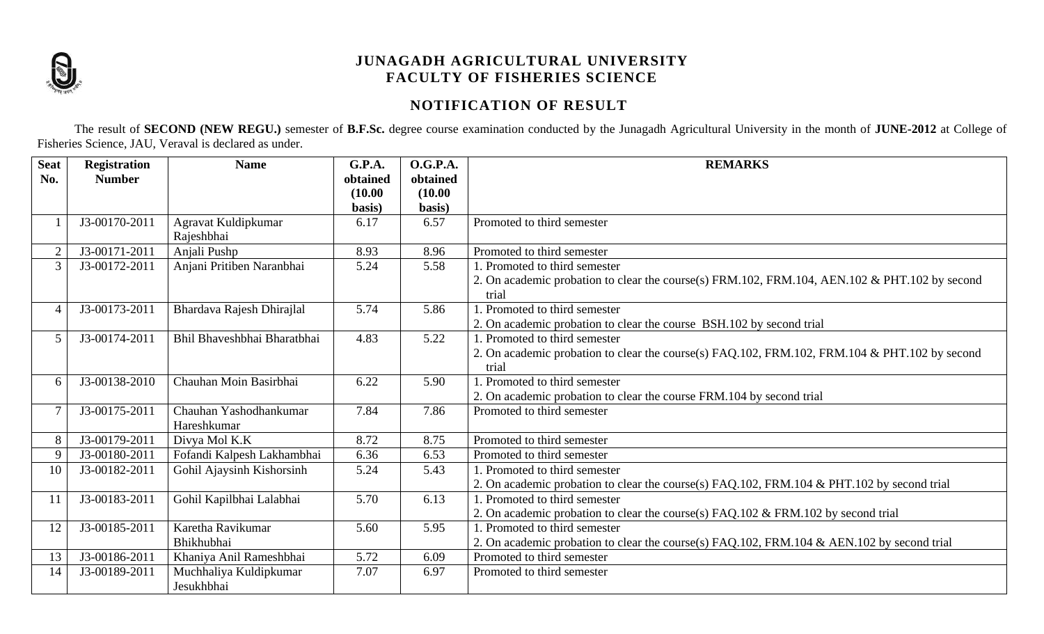# JUNAGADH AGRICULTURAL UNIVERSITY
# FACULTY OF FISHERIES SCIENCE

## NOTIFICATION OF RESULT

The result of **SECOND (NEW REGU.)** semester of **B.F.Sc.** degree course examination conducted by the Junagadh Agricultural University in the month of **JUNE-2012** at College of Fisheries Science, JAU, Veraval is declared as under.

| Seat No. | Registration Number | Name | G.P.A. obtained (10.00 basis) | O.G.P.A. obtained (10.00 basis) | REMARKS |
|---|---|---|---|---|---|
| 1 | J3-00170-2011 | Agravat Kuldipkumar Rajeshbhai | 6.17 | 6.57 | Promoted to third semester |
| 2 | J3-00171-2011 | Anjali Pushp | 8.93 | 8.96 | Promoted to third semester |
| 3 | J3-00172-2011 | Anjani Pritiben Naranbhai | 5.24 | 5.58 | 1. Promoted to third semester<br>2. On academic probation to clear the course(s) FRM.102, FRM.104, AEN.102 & PHT.102 by second trial |
| 4 | J3-00173-2011 | Bhardava Rajesh Dhirajlal | 5.74 | 5.86 | 1. Promoted to third semester<br>2. On academic probation to clear the course BSH.102 by second trial |
| 5 | J3-00174-2011 | Bhil Bhaveshbhai Bharatbhai | 4.83 | 5.22 | 1. Promoted to third semester<br>2. On academic probation to clear the course(s) FAQ.102, FRM.102, FRM.104 & PHT.102 by second trial |
| 6 | J3-00138-2010 | Chauhan Moin Basirbhai | 6.22 | 5.90 | 1. Promoted to third semester<br>2. On academic probation to clear the course FRM.104 by second trial |
| 7 | J3-00175-2011 | Chauhan Yashodhankumar Hareshkumar | 7.84 | 7.86 | Promoted to third semester |
| 8 | J3-00179-2011 | Divya Mol K.K | 8.72 | 8.75 | Promoted to third semester |
| 9 | J3-00180-2011 | Fofandi Kalpesh Lakhambhai | 6.36 | 6.53 | Promoted to third semester |
| 10 | J3-00182-2011 | Gohil Ajaysinh Kishorsinh | 5.24 | 5.43 | 1. Promoted to third semester<br>2. On academic probation to clear the course(s) FAQ.102, FRM.104 & PHT.102 by second trial |
| 11 | J3-00183-2011 | Gohil Kapilbhai Lalabhai | 5.70 | 6.13 | 1. Promoted to third semester<br>2. On academic probation to clear the course(s) FAQ.102 & FRM.102 by second trial |
| 12 | J3-00185-2011 | Karetha Ravikumar Bhikhubhai | 5.60 | 5.95 | 1. Promoted to third semester<br>2. On academic probation to clear the course(s) FAQ.102, FRM.104 & AEN.102 by second trial |
| 13 | J3-00186-2011 | Khaniya Anil Rameshbhai | 5.72 | 6.09 | Promoted to third semester |
| 14 | J3-00189-2011 | Muchhaliya Kuldipkumar Jesukhbhai | 7.07 | 6.97 | Promoted to third semester |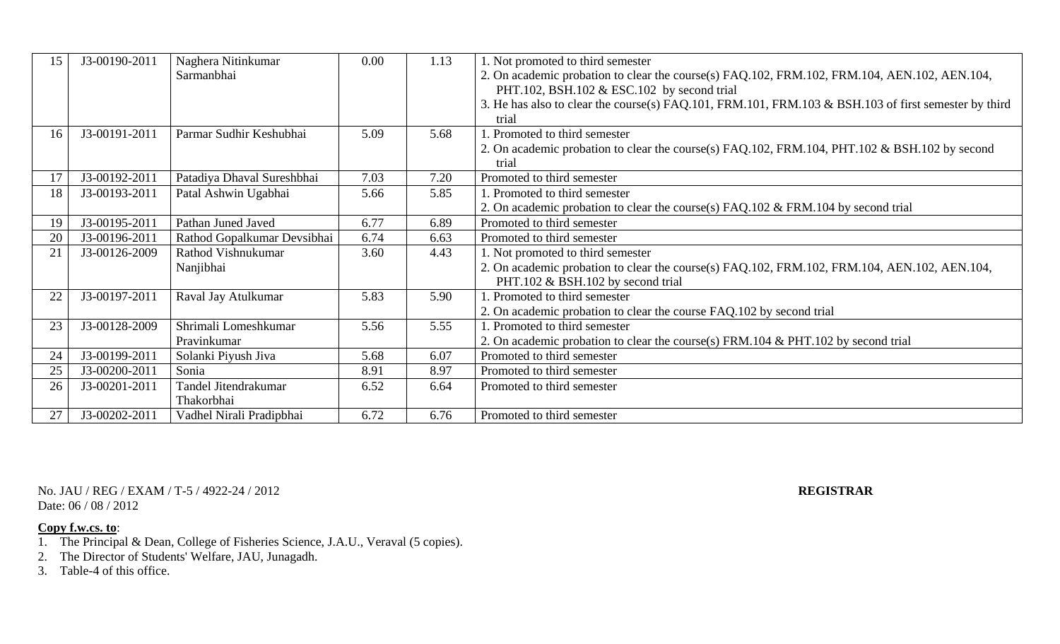| | | | | | |
|---|---|---|---|---|---|
| 15 | J3-00190-2011 | Naghera Nitinkumar Sarmanbhai | 0.00 | 1.13 | 1. Not promoted to third semester<br>2. On academic probation to clear the course(s) FAQ.102, FRM.102, FRM.104, AEN.102, AEN.104, PHT.102, BSH.102 & ESC.102 by second trial<br>3. He has also to clear the course(s) FAQ.101, FRM.101, FRM.103 & BSH.103 of first semester by third trial |
| 16 | J3-00191-2011 | Parmar Sudhir Keshubhai | 5.09 | 5.68 | 1. Promoted to third semester<br>2. On academic probation to clear the course(s) FAQ.102, FRM.104, PHT.102 & BSH.102 by second trial |
| 17 | J3-00192-2011 | Patadiya Dhaval Sureshbhai | 7.03 | 7.20 | Promoted to third semester |
| 18 | J3-00193-2011 | Patal Ashwin Ugabhai | 5.66 | 5.85 | 1. Promoted to third semester<br>2. On academic probation to clear the course(s) FAQ.102 & FRM.104 by second trial |
| 19 | J3-00195-2011 | Pathan Juned Javed | 6.77 | 6.89 | Promoted to third semester |
| 20 | J3-00196-2011 | Rathod Gopalkumar Devsibhai | 6.74 | 6.63 | Promoted to third semester |
| 21 | J3-00126-2009 | Rathod Vishnukumar Nanjibhai | 3.60 | 4.43 | 1. Not promoted to third semester<br>2. On academic probation to clear the course(s) FAQ.102, FRM.102, FRM.104, AEN.102, AEN.104, PHT.102 & BSH.102 by second trial |
| 22 | J3-00197-2011 | Raval Jay Atulkumar | 5.83 | 5.90 | 1. Promoted to third semester<br>2. On academic probation to clear the course FAQ.102 by second trial |
| 23 | J3-00128-2009 | Shrimali Lomeshkumar Pravinkumar | 5.56 | 5.55 | 1. Promoted to third semester<br>2. On academic probation to clear the course(s) FRM.104 & PHT.102 by second trial |
| 24 | J3-00199-2011 | Solanki Piyush Jiva | 5.68 | 6.07 | Promoted to third semester |
| 25 | J3-00200-2011 | Sonia | 8.91 | 8.97 | Promoted to third semester |
| 26 | J3-00201-2011 | Tandel Jitendrakumar Thakorbhai | 6.52 | 6.64 | Promoted to third semester |
| 27 | J3-00202-2011 | Vadhel Nirali Pradipbhai | 6.72 | 6.76 | Promoted to third semester |

No. JAU / REG / EXAM / T-5 / 4922-24 / 2012

Date: 06 / 08 / 2012

**REGISTRAR**

**Copy f.w.cs. to**:

1. The Principal & Dean, College of Fisheries Science, J.A.U., Veraval (5 copies).
2. The Director of Students' Welfare, JAU, Junagadh.
3. Table-4 of this office.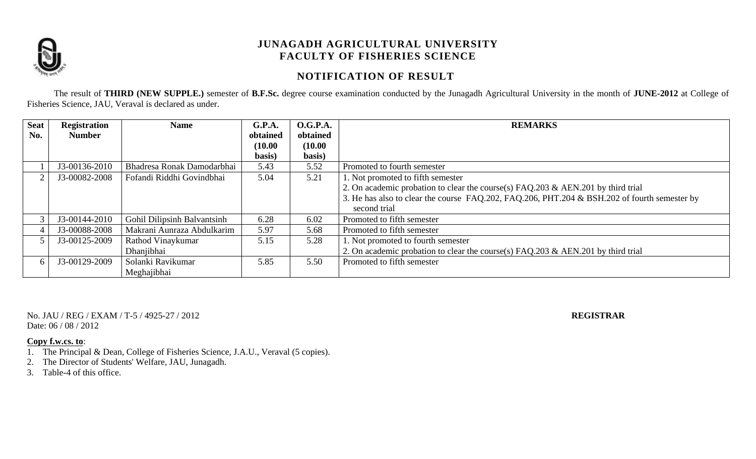# JUNAGADH AGRICULTURAL UNIVERSITY
## FACULTY OF FISHERIES SCIENCE

### NOTIFICATION OF RESULT

The result of **THIRD (NEW SUPPLE.)** semester of **B.F.Sc.** degree course examination conducted by the Junagadh Agricultural University in the month of **JUNE-2012** at College of Fisheries Science, JAU, Veraval is declared as under.

| Seat No. | Registration Number | Name | G.P.A. obtained (10.00 basis) | O.G.P.A. obtained (10.00 basis) | REMARKS |
|---|---|---|---|---|---|
| 1 | J3-00136-2010 | Bhadresa Ronak Damodarbhai | 5.43 | 5.52 | Promoted to fourth semester |
| 2 | J3-00082-2008 | Fofandi Riddhi Govindbhai | 5.04 | 5.21 | 1. Not promoted to fifth semester<br>2. On academic probation to clear the course(s) FAQ.203 & AEN.201 by third trial<br>3. He has also to clear the course FAQ.202, FAQ.206, PHT.204 & BSH.202 of fourth semester by second trial |
| 3 | J3-00144-2010 | Gohil Dilipsinh Balvantsinh | 6.28 | 6.02 | Promoted to fifth semester |
| 4 | J3-00088-2008 | Makrani Aunraza Abdulkarim | 5.97 | 5.68 | Promoted to fifth semester |
| 5 | J3-00125-2009 | Rathod Vinaykumar Dhanjibhai | 5.15 | 5.28 | 1. Not promoted to fourth semester<br>2. On academic probation to clear the course(s) FAQ.203 & AEN.201 by third trial |
| 6 | J3-00129-2009 | Solanki Ravikumar Meghajibhai | 5.85 | 5.50 | Promoted to fifth semester |

No. JAU / REG / EXAM / T-5 / 4925-27 / 2012

Date: 06 / 08 / 2012

**REGISTRAR**

**Copy f.w.cs. to**:

1. The Principal & Dean, College of Fisheries Science, J.A.U., Veraval (5 copies).
2. The Director of Students' Welfare, JAU, Junagadh.
3. Table-4 of this office.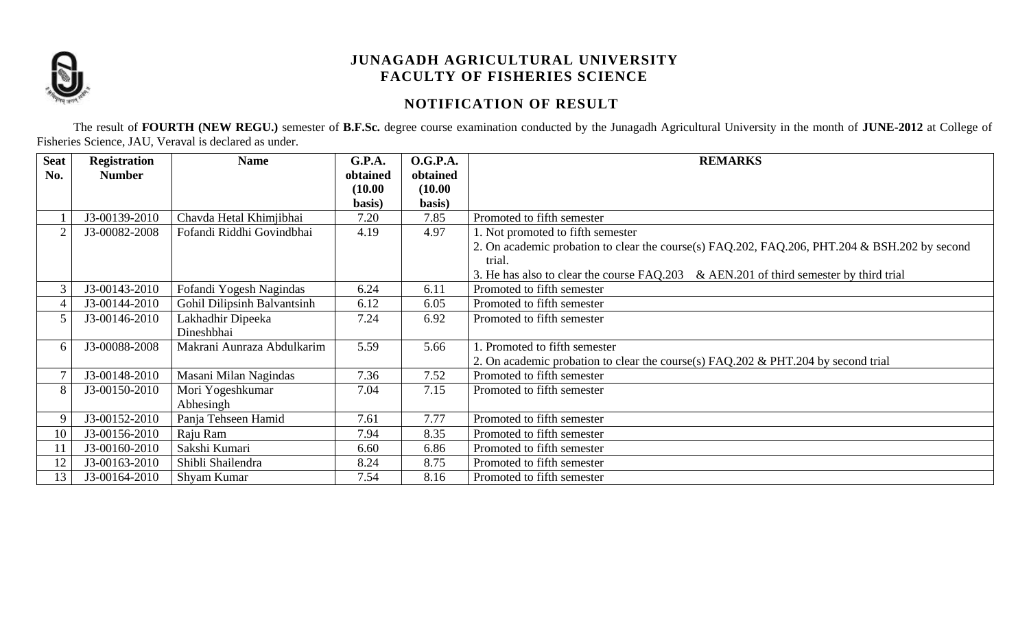# JUNAGADH AGRICULTURAL UNIVERSITY
## FACULTY OF FISHERIES SCIENCE

### NOTIFICATION OF RESULT

The result of **FOURTH (NEW REGU.)** semester of **B.F.Sc.** degree course examination conducted by the Junagadh Agricultural University in the month of **JUNE-2012** at College of Fisheries Science, JAU, Veraval is declared as under.

| Seat No. | Registration Number | Name | G.P.A. obtained (10.00 basis) | O.G.P.A. obtained (10.00 basis) | REMARKS |
|---|---|---|---|---|---|
| 1 | J3-00139-2010 | Chavda Hetal Khimjibhai | 7.20 | 7.85 | Promoted to fifth semester |
| 2 | J3-00082-2008 | Fofandi Riddhi Govindbhai | 4.19 | 4.97 | 1. Not promoted to fifth semester<br>2. On academic probation to clear the course(s) FAQ.202, FAQ.206, PHT.204 & BSH.202 by second trial.<br>3. He has also to clear the course FAQ.203 & AEN.201 of third semester by third trial |
| 3 | J3-00143-2010 | Fofandi Yogesh Nagindas | 6.24 | 6.11 | Promoted to fifth semester |
| 4 | J3-00144-2010 | Gohil Dilipsinh Balvantsinh | 6.12 | 6.05 | Promoted to fifth semester |
| 5 | J3-00146-2010 | Lakhadhir Dipeeka Dineshbhai | 7.24 | 6.92 | Promoted to fifth semester |
| 6 | J3-00088-2008 | Makrani Aunraza Abdulkarim | 5.59 | 5.66 | 1. Promoted to fifth semester<br>2. On academic probation to clear the course(s) FAQ.202 & PHT.204 by second trial |
| 7 | J3-00148-2010 | Masani Milan Nagindas | 7.36 | 7.52 | Promoted to fifth semester |
| 8 | J3-00150-2010 | Mori Yogeshkumar Abhesingh | 7.04 | 7.15 | Promoted to fifth semester |
| 9 | J3-00152-2010 | Panja Tehseen Hamid | 7.61 | 7.77 | Promoted to fifth semester |
| 10 | J3-00156-2010 | Raju Ram | 7.94 | 8.35 | Promoted to fifth semester |
| 11 | J3-00160-2010 | Sakshi Kumari | 6.60 | 6.86 | Promoted to fifth semester |
| 12 | J3-00163-2010 | Shibli Shailendra | 8.24 | 8.75 | Promoted to fifth semester |
| 13 | J3-00164-2010 | Shyam Kumar | 7.54 | 8.16 | Promoted to fifth semester |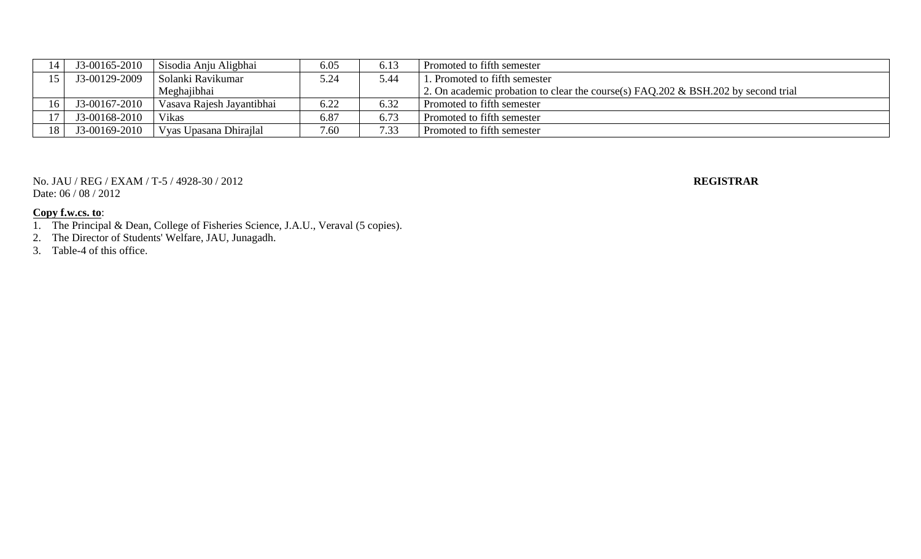| 14 | J3-00165-2010 | Sisodia Anju Aligbhai | 6.05 | 6.13 | Promoted to fifth semester |
|---|---|---|---|---|---|
| 15 | J3-00129-2009 | Solanki Ravikumar Meghajibhai | 5.24 | 5.44 | 1. Promoted to fifth semester<br>2. On academic probation to clear the course(s) FAQ.202 & BSH.202 by second trial |
| 16 | J3-00167-2010 | Vasava Rajesh Jayantibhai | 6.22 | 6.32 | Promoted to fifth semester |
| 17 | J3-00168-2010 | Vikas | 6.87 | 6.73 | Promoted to fifth semester |
| 18 | J3-00169-2010 | Vyas Upasana Dhirajlal | 7.60 | 7.33 | Promoted to fifth semester |

No. JAU / REG / EXAM / T-5 / 4928-30 / 2012
Date: 06 / 08 / 2012

**REGISTRAR**

**Copy f.w.cs. to**:

1. The Principal & Dean, College of Fisheries Science, J.A.U., Veraval (5 copies).
2. The Director of Students' Welfare, JAU, Junagadh.
3. Table-4 of this office.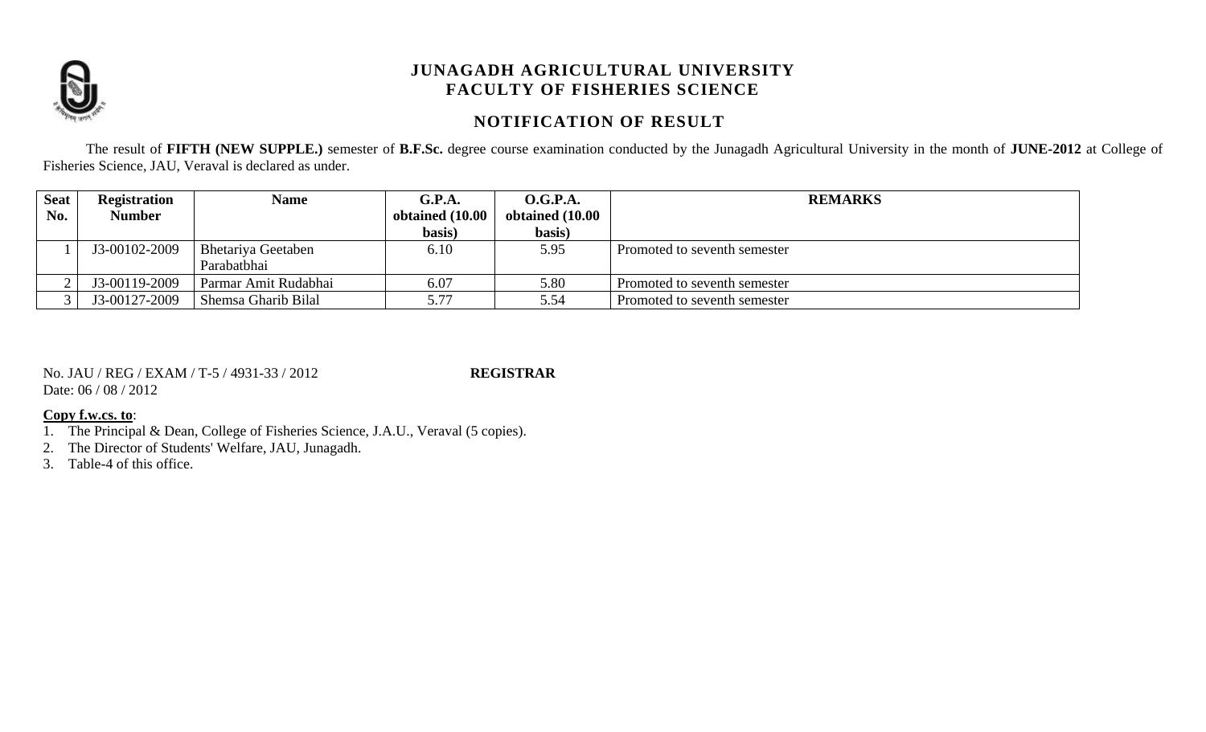# JUNAGADH AGRICULTURAL UNIVERSITY
# FACULTY OF FISHERIES SCIENCE

## NOTIFICATION OF RESULT

The result of **FIFTH (NEW SUPPLE.)** semester of **B.F.Sc.** degree course examination conducted by the Junagadh Agricultural University in the month of **JUNE-2012** at College of Fisheries Science, JAU, Veraval is declared as under.

| Seat No. | Registration Number | Name | G.P.A. obtained (10.00 basis) | O.G.P.A. obtained (10.00 basis) | REMARKS |
|---|---|---|---|---|---|
| 1 | J3-00102-2009 | Bhetariya Geetaben Parabatbhai | 6.10 | 5.95 | Promoted to seventh semester |
| 2 | J3-00119-2009 | Parmar Amit Rudabhai | 6.07 | 5.80 | Promoted to seventh semester |
| 3 | J3-00127-2009 | Shemsa Gharib Bilal | 5.77 | 5.54 | Promoted to seventh semester |

No. JAU / REG / EXAM / T-5 / 4931-33 / 2012

Date: 06 / 08 / 2012

**REGISTRAR**

**Copy f.w.cs. to**:

1. The Principal & Dean, College of Fisheries Science, J.A.U., Veraval (5 copies).
2. The Director of Students' Welfare, JAU, Junagadh.
3. Table-4 of this office.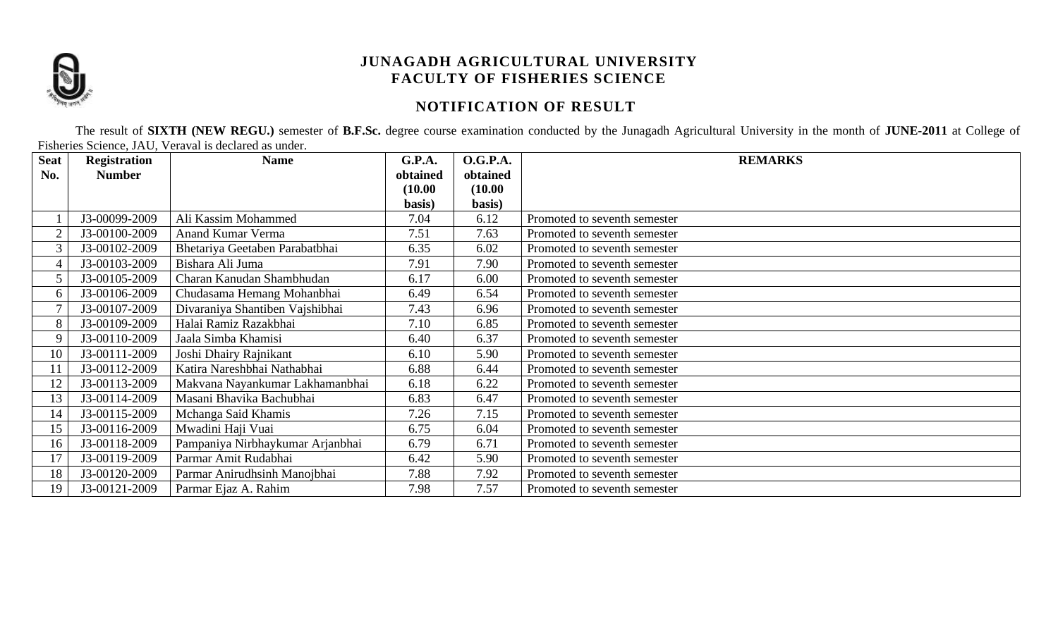# JUNAGADH AGRICULTURAL UNIVERSITY
## FACULTY OF FISHERIES SCIENCE

### NOTIFICATION OF RESULT

The result of **SIXTH (NEW REGU.)** semester of **B.F.Sc.** degree course examination conducted by the Junagadh Agricultural University in the month of **JUNE-2011** at College of Fisheries Science, JAU, Veraval is declared as under.

| Seat No. | Registration Number | Name | G.P.A. obtained (10.00 basis) | O.G.P.A. obtained (10.00 basis) | REMARKS |
|---|---|---|---|---|---|
| 1 | J3-00099-2009 | Ali Kassim Mohammed | 7.04 | 6.12 | Promoted to seventh semester |
| 2 | J3-00100-2009 | Anand Kumar Verma | 7.51 | 7.63 | Promoted to seventh semester |
| 3 | J3-00102-2009 | Bhetariya Geetaben Parabatbhai | 6.35 | 6.02 | Promoted to seventh semester |
| 4 | J3-00103-2009 | Bishara Ali Juma | 7.91 | 7.90 | Promoted to seventh semester |
| 5 | J3-00105-2009 | Charan Kanudan Shambhudan | 6.17 | 6.00 | Promoted to seventh semester |
| 6 | J3-00106-2009 | Chudasama Hemang Mohanbhai | 6.49 | 6.54 | Promoted to seventh semester |
| 7 | J3-00107-2009 | Divaraniya Shantiben Vajshibhai | 7.43 | 6.96 | Promoted to seventh semester |
| 8 | J3-00109-2009 | Halai Ramiz Razakbhai | 7.10 | 6.85 | Promoted to seventh semester |
| 9 | J3-00110-2009 | Jaala Simba Khamisi | 6.40 | 6.37 | Promoted to seventh semester |
| 10 | J3-00111-2009 | Joshi Dhairy Rajnikant | 6.10 | 5.90 | Promoted to seventh semester |
| 11 | J3-00112-2009 | Katira Nareshbhai Nathabhai | 6.88 | 6.44 | Promoted to seventh semester |
| 12 | J3-00113-2009 | Makvana Nayankumar Lakhamanbhai | 6.18 | 6.22 | Promoted to seventh semester |
| 13 | J3-00114-2009 | Masani Bhavika Bachubhai | 6.83 | 6.47 | Promoted to seventh semester |
| 14 | J3-00115-2009 | Mchanga Said Khamis | 7.26 | 7.15 | Promoted to seventh semester |
| 15 | J3-00116-2009 | Mwadini Haji Vuai | 6.75 | 6.04 | Promoted to seventh semester |
| 16 | J3-00118-2009 | Pampaniya Nirbhaykumar Arjanbhai | 6.79 | 6.71 | Promoted to seventh semester |
| 17 | J3-00119-2009 | Parmar Amit Rudabhai | 6.42 | 5.90 | Promoted to seventh semester |
| 18 | J3-00120-2009 | Parmar Anirudhsinh Manojbhai | 7.88 | 7.92 | Promoted to seventh semester |
| 19 | J3-00121-2009 | Parmar Ejaz A. Rahim | 7.98 | 7.57 | Promoted to seventh semester |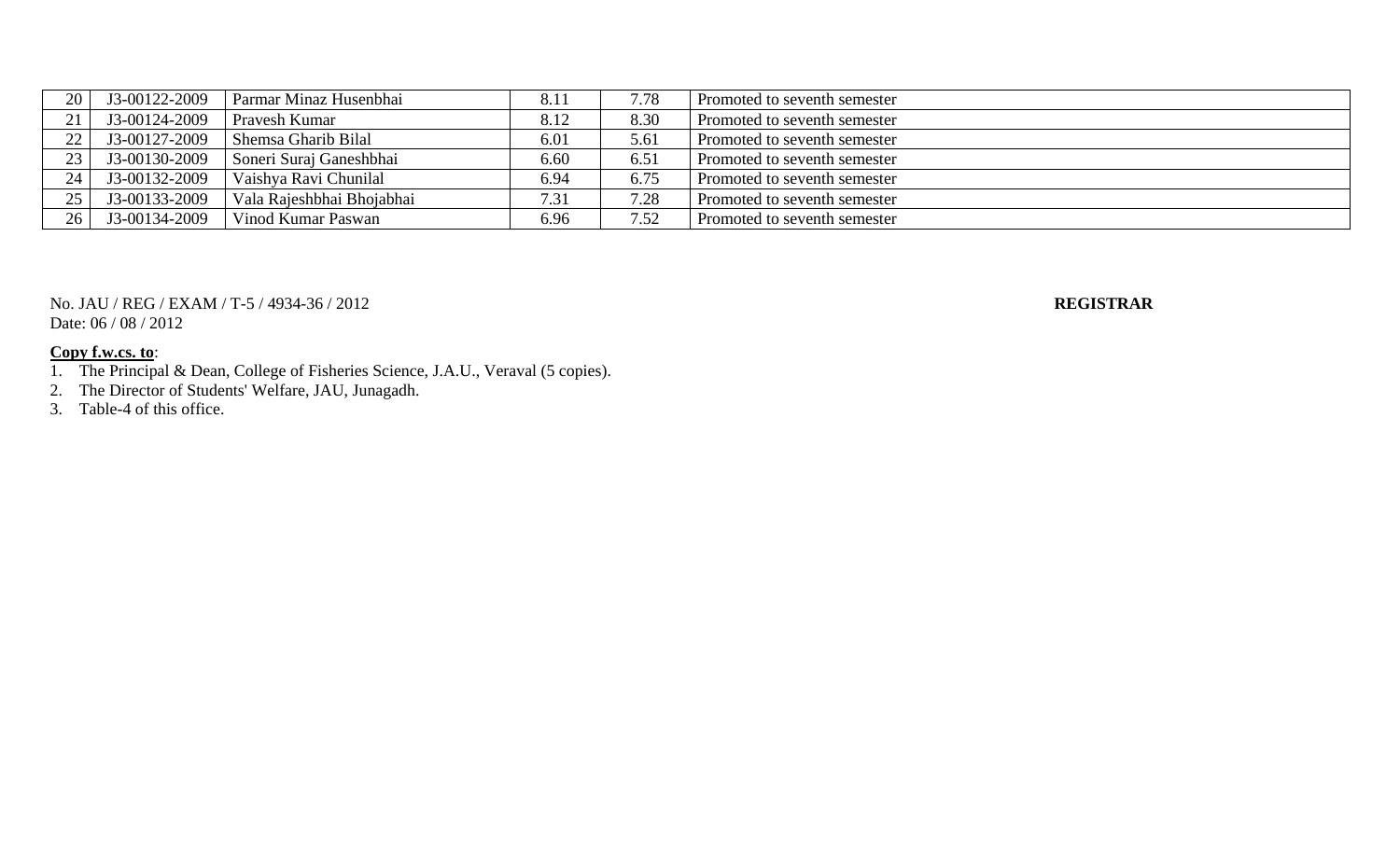| | | | | | |
|---|---|---|---|---|---|
| 20 | J3-00122-2009 | Parmar Minaz Husenbhai | 8.11 | 7.78 | Promoted to seventh semester |
| 21 | J3-00124-2009 | Pravesh Kumar | 8.12 | 8.30 | Promoted to seventh semester |
| 22 | J3-00127-2009 | Shemsa Gharib Bilal | 6.01 | 5.61 | Promoted to seventh semester |
| 23 | J3-00130-2009 | Soneri Suraj Ganeshbhai | 6.60 | 6.51 | Promoted to seventh semester |
| 24 | J3-00132-2009 | Vaishya Ravi Chunilal | 6.94 | 6.75 | Promoted to seventh semester |
| 25 | J3-00133-2009 | Vala Rajeshbhai Bhojabhai | 7.31 | 7.28 | Promoted to seventh semester |
| 26 | J3-00134-2009 | Vinod Kumar Paswan | 6.96 | 7.52 | Promoted to seventh semester |

No. JAU / REG / EXAM / T-5 / 4934-36 / 2012

Date: 06 / 08 / 2012

**REGISTRAR**

**Copy f.w.cs. to**:

1. The Principal & Dean, College of Fisheries Science, J.A.U., Veraval (5 copies).
2. The Director of Students' Welfare, JAU, Junagadh.
3. Table-4 of this office.